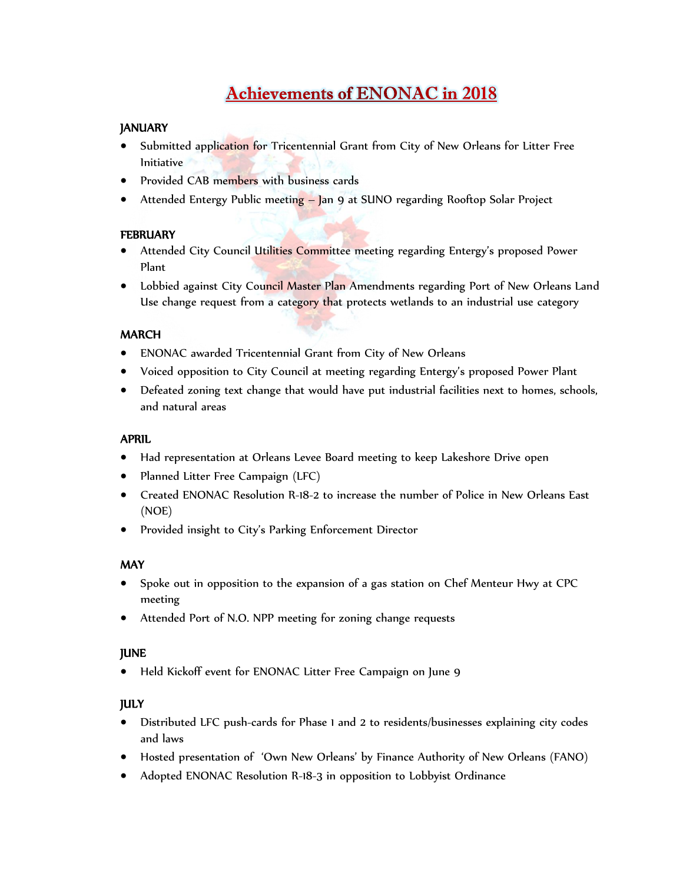# Achievements of ENONAC in 2018

## JANUARY

- Submitted application for Tricentennial Grant from City of New Orleans for Litter Free Initiative
- Provided CAB members with business cards
- Attended Entergy Public meeting – Jan 9 at SUNO regarding Rooftop Solar Project

## FEBRUARY

- Attended City Council Utilities Committee meeting regarding Entergy's proposed Power Plant
- Lobbied against City Council Master Plan Amendments regarding Port of New Orleans Land Use change request from a category that protects wetlands to an industrial use category

## MARCH

- ENONAC awarded Tricentennial Grant from City of New Orleans
- Voiced opposition to City Council at meeting regarding Entergy's proposed Power Plant
- Defeated zoning text change that would have put industrial facilities next to homes, schools, and natural areas

## APRIL

- Had representation at Orleans Levee Board meeting to keep Lakeshore Drive open
- Planned Litter Free Campaign (LFC)
- Created ENONAC Resolution R-18-2 to increase the number of Police in New Orleans East (NOE)
- Provided insight to City's Parking Enforcement Director

## MAY

- Spoke out in opposition to the expansion of a gas station on Chef Menteur Hwy at CPC meeting
- Attended Port of N.O. NPP meeting for zoning change requests

## JUNE

- Held Kickoff event for ENONAC Litter Free Campaign on June 9

## JULY

- Distributed LFC push-cards for Phase 1 and 2 to residents/businesses explaining city codes and laws
- Hosted presentation of 'Own New Orleans' by Finance Authority of New Orleans (FANO)
- Adopted ENONAC Resolution R-18-3 in opposition to Lobbyist Ordinance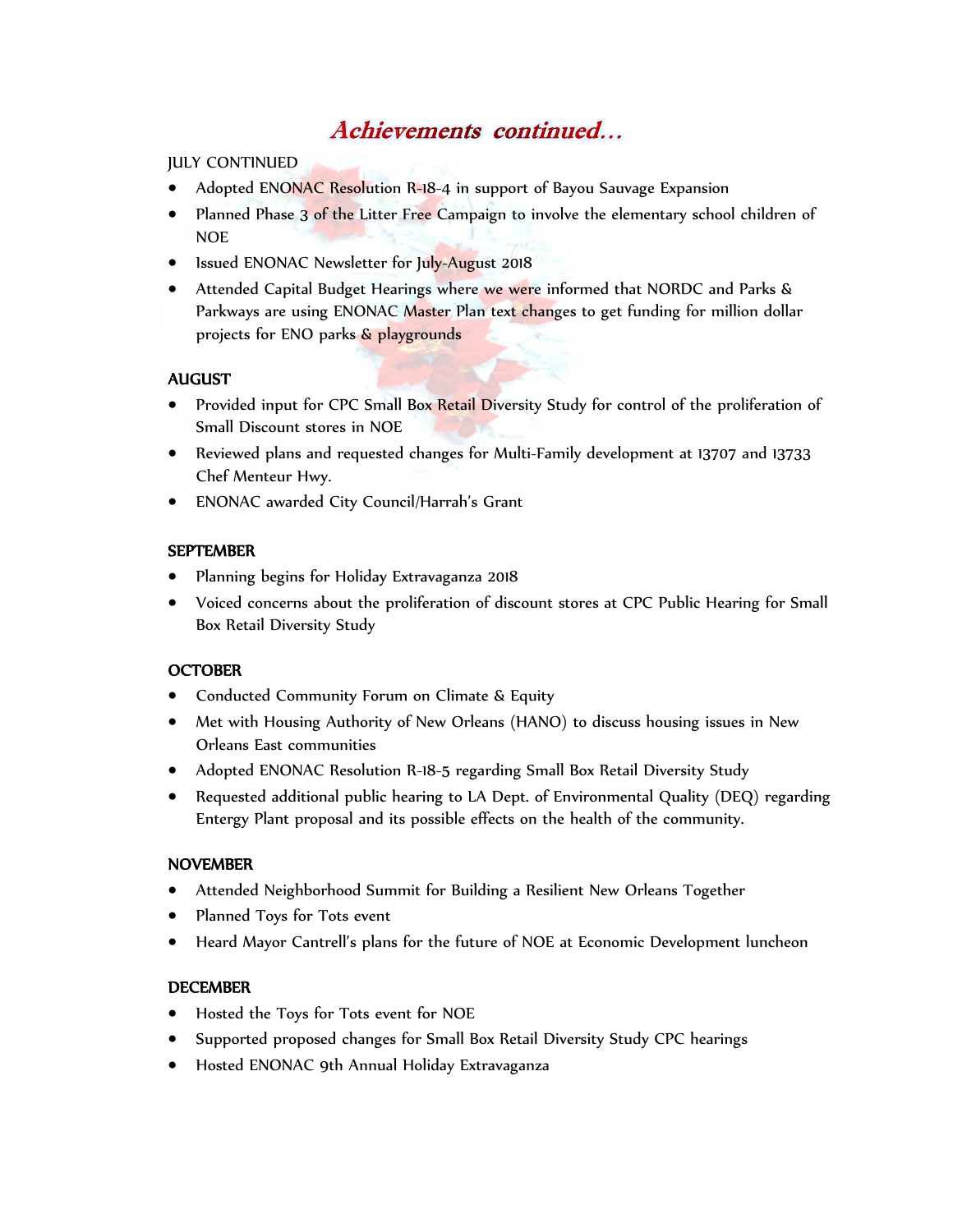# *Achievements continued…*

JULY CONTINUED

- Adopted ENONAC Resolution R-18-4 in support of Bayou Sauvage Expansion
- Planned Phase 3 of the Litter Free Campaign to involve the elementary school children of NOE
- Issued ENONAC Newsletter for July-August 2018
- Attended Capital Budget Hearings where we were informed that NORDC and Parks & Parkways are using ENONAC Master Plan text changes to get funding for million dollar projects for ENO parks & playgrounds

**AUGUST**

- Provided input for CPC Small Box Retail Diversity Study for control of the proliferation of Small Discount stores in NOE
- Reviewed plans and requested changes for Multi-Family development at 13707 and 13733 Chef Menteur Hwy.
- ENONAC awarded City Council/Harrah's Grant

**SEPTEMBER**

- Planning begins for Holiday Extravaganza 2018
- Voiced concerns about the proliferation of discount stores at CPC Public Hearing for Small Box Retail Diversity Study

**OCTOBER**

- Conducted Community Forum on Climate & Equity
- Met with Housing Authority of New Orleans (HANO) to discuss housing issues in New Orleans East communities
- Adopted ENONAC Resolution R-18-5 regarding Small Box Retail Diversity Study
- Requested additional public hearing to LA Dept. of Environmental Quality (DEQ) regarding Entergy Plant proposal and its possible effects on the health of the community.

**NOVEMBER**

- Attended Neighborhood Summit for Building a Resilient New Orleans Together
- Planned Toys for Tots event
- Heard Mayor Cantrell's plans for the future of NOE at Economic Development luncheon

**DECEMBER**

- Hosted the Toys for Tots event for NOE
- Supported proposed changes for Small Box Retail Diversity Study CPC hearings
- Hosted ENONAC 9th Annual Holiday Extravaganza